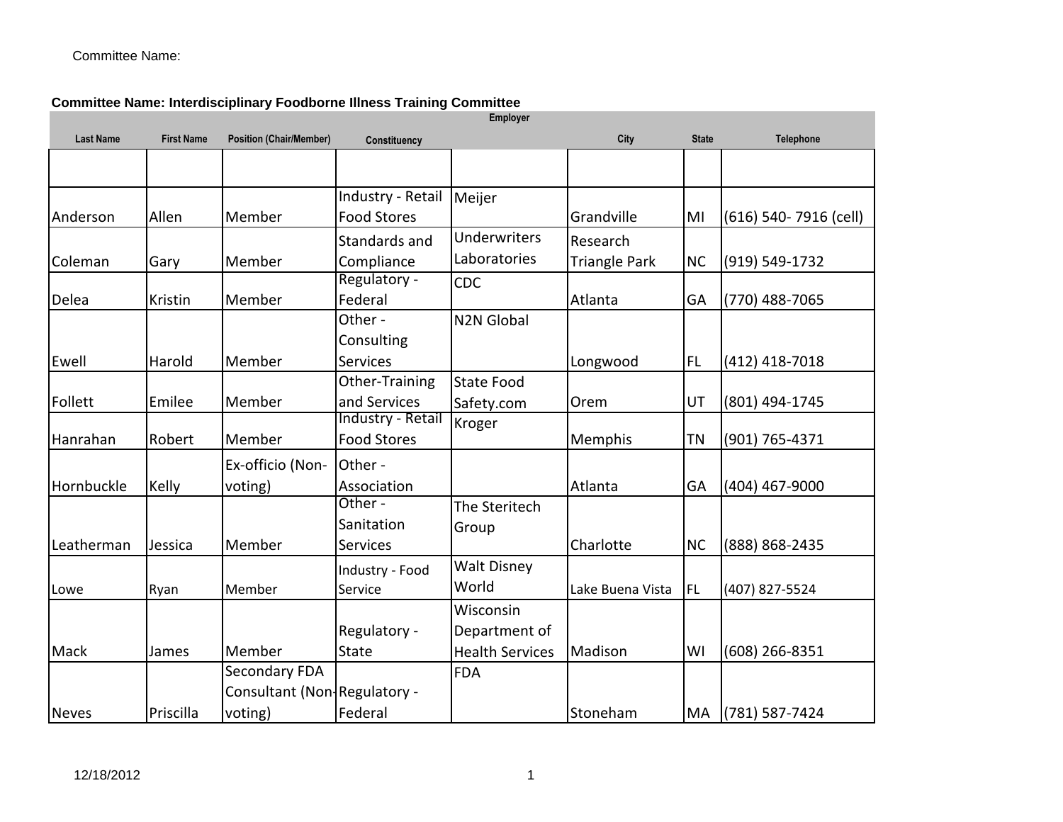Committee Name:

**Committee Name: Interdisciplinary Foodborne Illness Training Committee**

| Last Name | First Name | Position (Chair/Member) | Constituency | Employer | City | State | Telephone |
|---|---|---|---|---|---|---|---|
| | | | | | | | |
| Anderson | Allen | Member | Industry - Retail Food Stores | Meijer | Grandville | MI | (616) 540- 7916 (cell) |
| Coleman | Gary | Member | Standards and Compliance | Underwriters Laboratories | Research Triangle Park | NC | (919) 549-1732 |
| Delea | Kristin | Member | Regulatory - Federal | CDC | Atlanta | GA | (770) 488-7065 |
| Ewell | Harold | Member | Other - Consulting Services | N2N Global | Longwood | FL | (412) 418-7018 |
| Follett | Emilee | Member | Other-Training and Services | State Food Safety.com | Orem | UT | (801) 494-1745 |
| Hanrahan | Robert | Member | Industry - Retail Food Stores | Kroger | Memphis | TN | (901) 765-4371 |
| Hornbuckle | Kelly | Ex-officio (Non-voting) | Other - Association | | Atlanta | GA | (404) 467-9000 |
| Leatherman | Jessica | Member | Other - Sanitation Services | The Steritech Group | Charlotte | NC | (888) 868-2435 |
| Lowe | Ryan | Member | Industry - Food Service | Walt Disney World | Lake Buena Vista | FL | (407) 827-5524 |
| Mack | James | Member | Regulatory - State | Wisconsin Department of Health Services | Madison | WI | (608) 266-8351 |
| Neves | Priscilla | Secondary FDA Consultant (Non-voting) | Regulatory - Federal | FDA | Stoneham | MA | (781) 587-7424 |

12/18/2012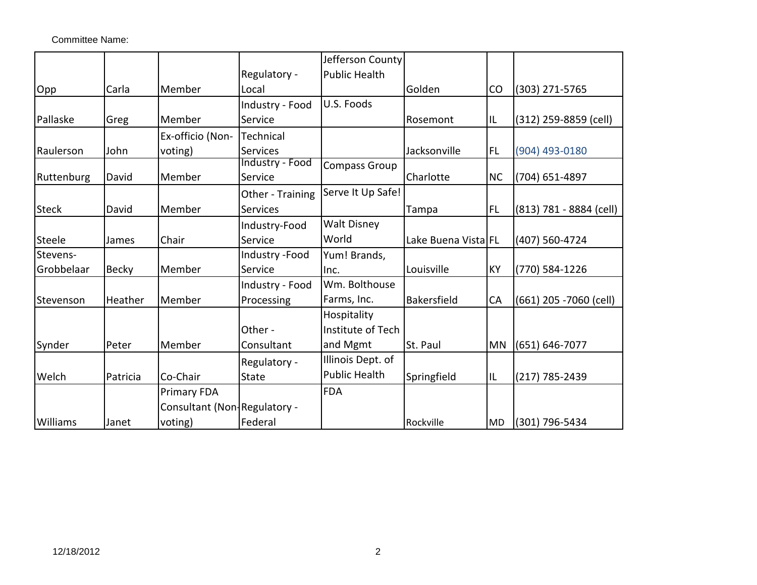Committee Name:

| | | | | | | | |
|---|---|---|---|---|---|---|---|
| Opp | Carla | Member | Regulatory - Local | Jefferson County Public Health | Golden | CO | (303) 271-5765 |
| Pallaske | Greg | Member | Industry - Food Service | U.S. Foods | Rosemont | IL | (312) 259-8859 (cell) |
| Raulerson | John | Ex-officio (Non-voting) | Technical Services | | Jacksonville | FL | (904) 493-0180 |
| Ruttenburg | David | Member | Industry - Food Service | Compass Group | Charlotte | NC | (704) 651-4897 |
| Steck | David | Member | Other - Training Services | Serve It Up Safe! | Tampa | FL | (813) 781 - 8884 (cell) |
| Steele | James | Chair | Industry-Food Service | Walt Disney World | Lake Buena Vista | FL | (407) 560-4724 |
| Stevens-Grobbelaar | Becky | Member | Industry -Food Service | Yum! Brands, Inc. | Louisville | KY | (770) 584-1226 |
| Stevenson | Heather | Member | Industry - Food Processing | Wm. Bolthouse Farms, Inc. | Bakersfield | CA | (661) 205 -7060 (cell) |
| Synder | Peter | Member | Other - Consultant | Hospitality Institute of Tech and Mgmt | St. Paul | MN | (651) 646-7077 |
| Welch | Patricia | Co-Chair | Regulatory - State | Illinois Dept. of Public Health | Springfield | IL | (217) 785-2439 |
| Williams | Janet | Primary FDA Consultant (Non-voting) | Regulatory - Federal | FDA | Rockville | MD | (301) 796-5434 |

12/18/2012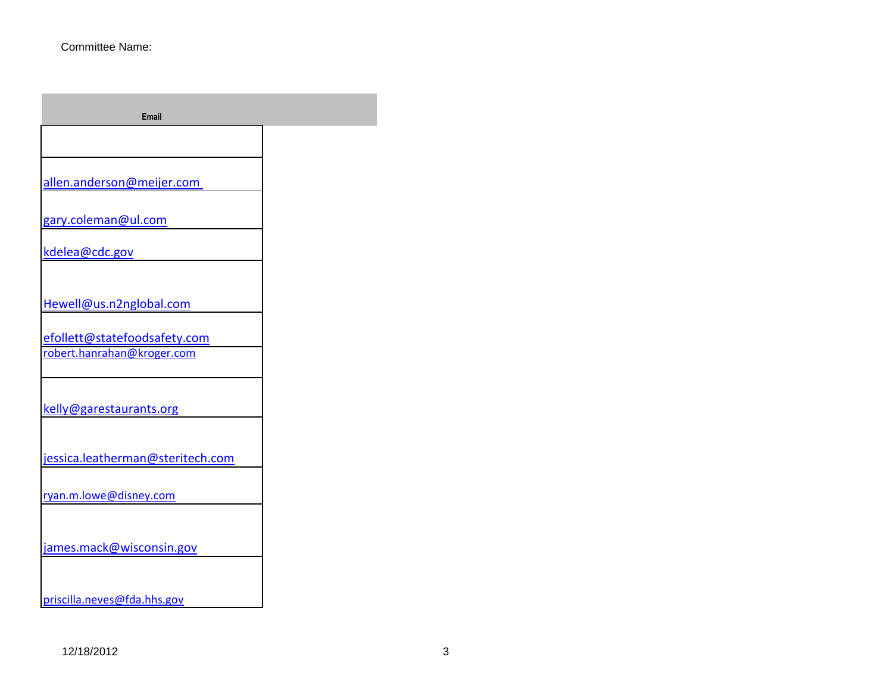Committee Name:

| Email |
|---|
| |
| allen.anderson@meijer.com |
| gary.coleman@ul.com |
| kdelea@cdc.gov |
| Hewell@us.n2nglobal.com |
| efollett@statefoodsafety.com |
| robert.hanrahan@kroger.com |
| kelly@garestaurants.org |
| jessica.leatherman@steritech.com |
| ryan.m.lowe@disney.com |
| james.mack@wisconsin.gov |
| priscilla.neves@fda.hhs.gov |

12/18/2012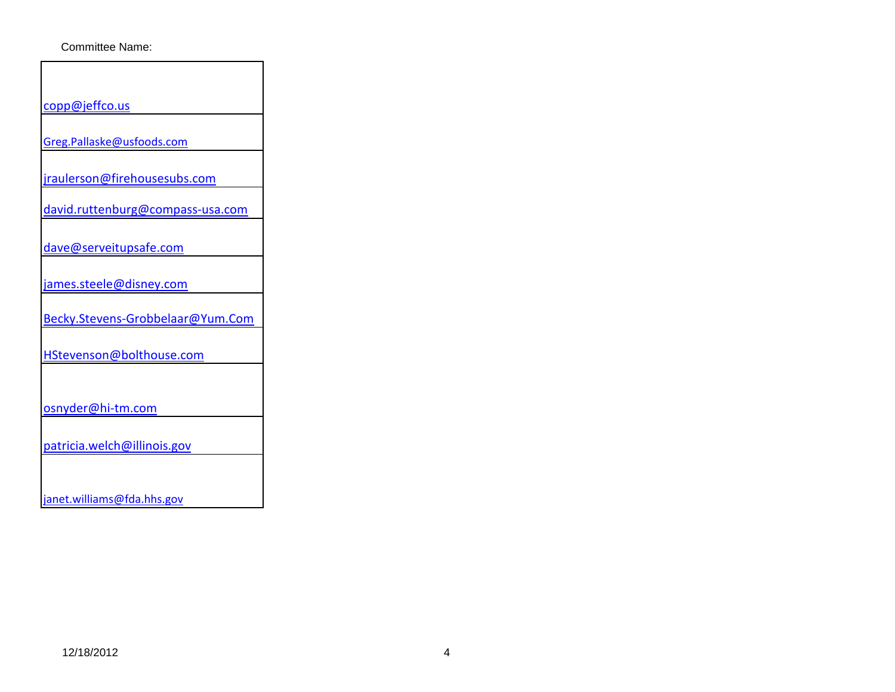Committee Name:

| |
|---|
| copp@jeffco.us |
| Greg.Pallaske@usfoods.com |
| jraulerson@firehousesubs.com |
| david.ruttenburg@compass-usa.com |
| dave@serveitupsafe.com |
| james.steele@disney.com |
| Becky.Stevens-Grobbelaar@Yum.Com |
| HStevenson@bolthouse.com |
| osnyder@hi-tm.com |
| patricia.welch@illinois.gov |
| janet.williams@fda.hhs.gov |

12/18/2012